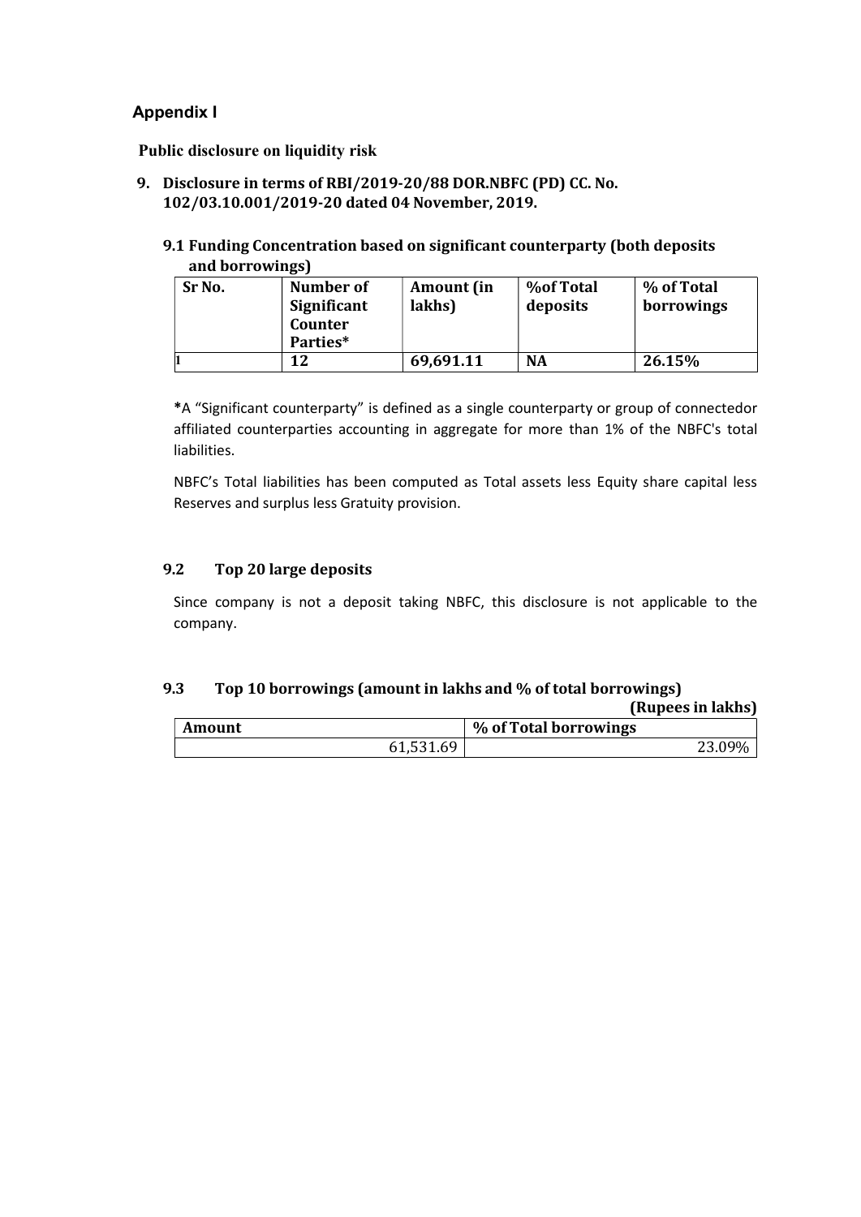## Appendix I

**Public disclosure on liquidity risk**

**9. Disclosure in terms of RBI/2019-20/88 DOR.NBFC (PD) CC. No. 102/03.10.001/2019-20 dated 04 November, 2019.**

### 9.1 Funding Concentration based on significant counterparty (both deposits and borrowings)

| Sr No. | Number of Significant Counter Parties* | Amount (in lakhs) | %of Total deposits | % of Total borrowings |
|---|---|---|---|---|
| 1 | 12 | 69,691.11 | NA | 26.15% |

***A** "Significant counterparty" is defined as a single counterparty or group of connectedor affiliated counterparties accounting in aggregate for more than 1% of the NBFC's total liabilities.

NBFC's Total liabilities has been computed as Total assets less Equity share capital less Reserves and surplus less Gratuity provision.

### 9.2 Top 20 large deposits

Since company is not a deposit taking NBFC, this disclosure is not applicable to the company.

### 9.3 Top 10 borrowings (amount in lakhs and % of total borrowings)

**(Rupees in lakhs)**

| Amount | % of Total borrowings |
|---|---|
| 61,531.69 | 23.09% |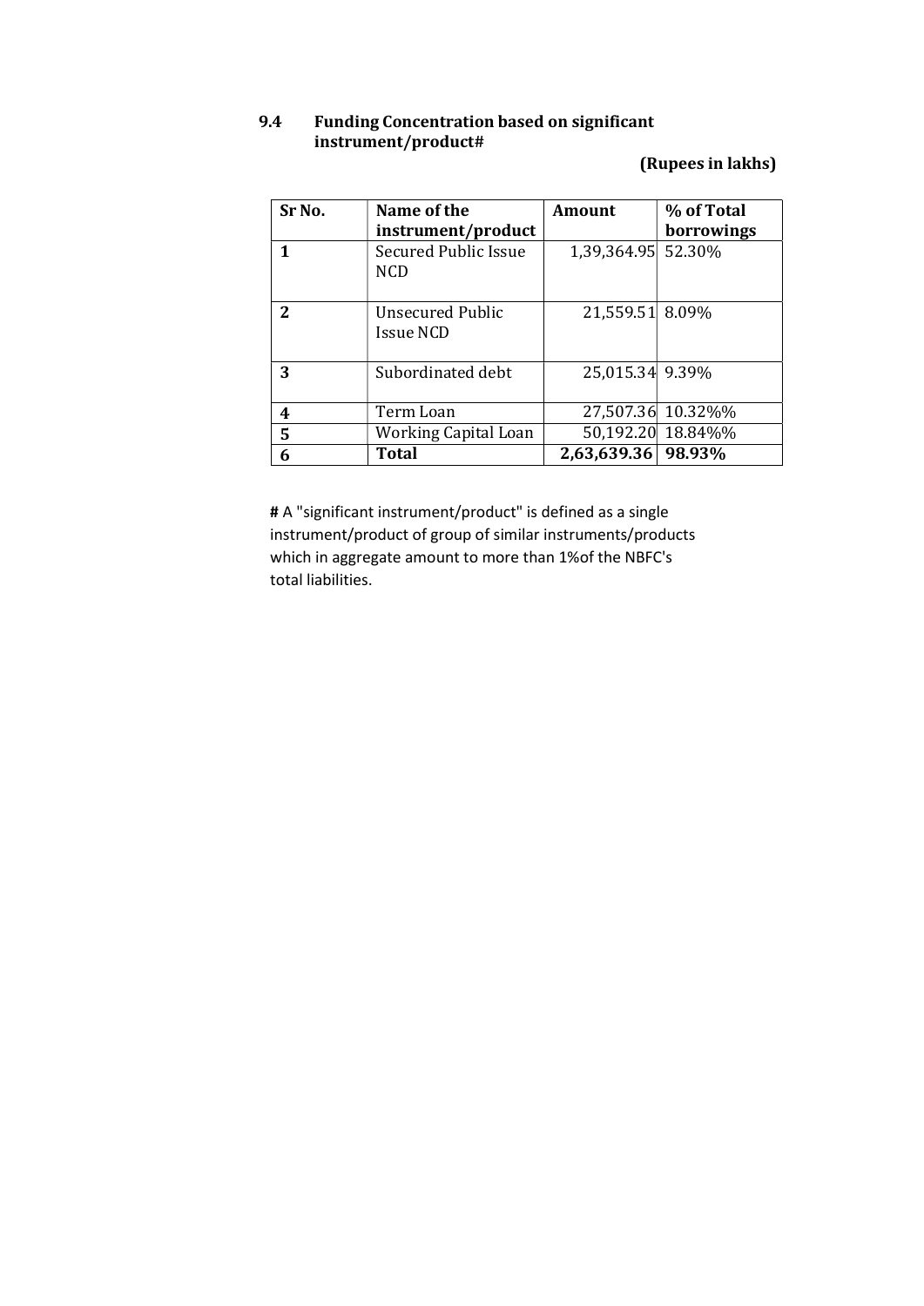### 9.4 Funding Concentration based on significant instrument/product#

**(Rupees in lakhs)**

| Sr No. | Name of the instrument/product | Amount | % of Total borrowings |
|---|---|---|---|
| **1** | Secured Public Issue NCD | 1,39,364.95 | 52.30% |
| **2** | Unsecured Public Issue NCD | 21,559.51 | 8.09% |
| **3** | Subordinated debt | 25,015.34 | 9.39% |
| **4** | Term Loan | 27,507.36 | 10.32%% |
| **5** | Working Capital Loan | 50,192.20 | 18.84%% |
| **6** | **Total** | **2,63,639.36** | **98.93%** |

**#** A "significant instrument/product" is defined as a single instrument/product of group of similar instruments/products which in aggregate amount to more than 1%of the NBFC's total liabilities.